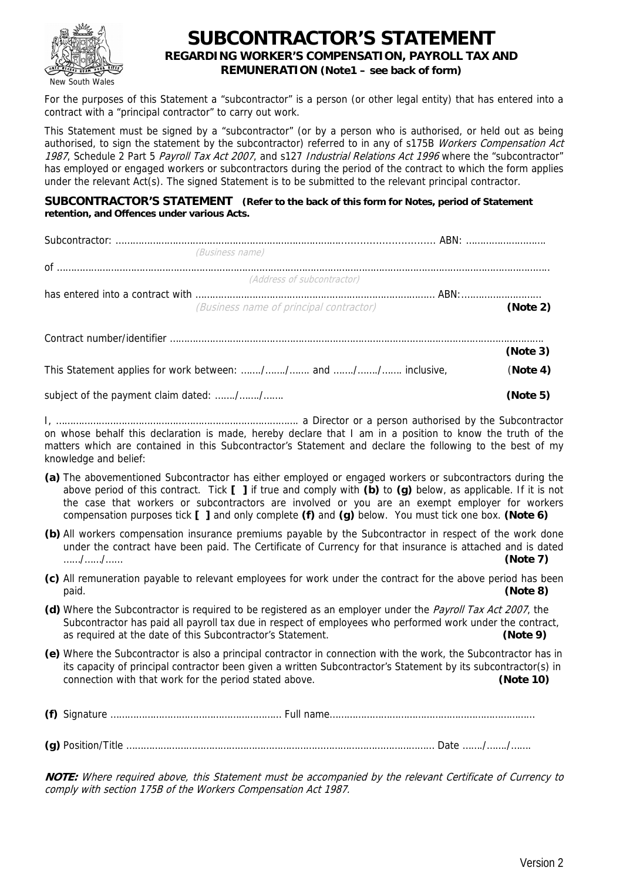New South Wales

# SUBCONTRACTOR'S STATEMENT

**REGARDING WORKER'S COMPENSATION, PAYROLL TAX AND REMUNERATION (Note1 – see back of form)**

For the purposes of this Statement a "subcontractor" is a person (or other legal entity) that has entered into a contract with a "principal contractor" to carry out work.

This Statement must be signed by a "subcontractor" (or by a person who is authorised, or held out as being authorised, to sign the statement by the subcontractor) referred to in any of s175B *Workers Compensation Act 1987*, Schedule 2 Part 5 *Payroll Tax Act 2007*, and s127 *Industrial Relations Act 1996* where the "subcontractor" has employed or engaged workers or subcontractors during the period of the contract to which the form applies under the relevant Act(s). The signed Statement is to be submitted to the relevant principal contractor.

**SUBCONTRACTOR'S STATEMENT (Refer to the back of this form for Notes, period of Statement retention, and Offences under various Acts.**

Subcontractor: ............................................................................................................ ABN: ...........................
*(Business name)*

of ........................................................................................................................................................................
*(Address of subcontractor)*

has entered into a contract with .................................................................................... ABN:...........................
*(Business name of principal contractor)* **(Note 2)**

Contract number/identifier ................................................................................................................................ **(Note 3)**

This Statement applies for work between: ......./......./....... and ......./......./....... inclusive, **(Note 4)**

subject of the payment claim dated: ......./......./....... **(Note 5)**

I, .................................................................................... a Director or a person authorised by the Subcontractor on whose behalf this declaration is made, hereby declare that I am in a position to know the truth of the matters which are contained in this Subcontractor's Statement and declare the following to the best of my knowledge and belief:

**(a)** The abovementioned Subcontractor has either employed or engaged workers or subcontractors during the above period of this contract. Tick **[ ]** if true and comply with **(b)** to **(g)** below, as applicable. If it is not the case that workers or subcontractors are involved or you are an exempt employer for workers compensation purposes tick **[ ]** and only complete **(f)** and **(g)** below. You must tick one box. **(Note 6)**

**(b)** All workers compensation insurance premiums payable by the Subcontractor in respect of the work done under the contract have been paid. The Certificate of Currency for that insurance is attached and is dated ....../....../...... **(Note 7)**

**(c)** All remuneration payable to relevant employees for work under the contract for the above period has been paid. **(Note 8)**

**(d)** Where the Subcontractor is required to be registered as an employer under the *Payroll Tax Act 2007*, the Subcontractor has paid all payroll tax due in respect of employees who performed work under the contract, as required at the date of this Subcontractor's Statement. **(Note 9)**

**(e)** Where the Subcontractor is also a principal contractor in connection with the work, the Subcontractor has in its capacity of principal contractor been given a written Subcontractor's Statement by its subcontractor(s) in connection with that work for the period stated above. **(Note 10)**

**(f)** Signature ............................................................ Full name........................................................................

**(g)** Position/Title .......................................................................................................... Date ......./......./.......

***NOTE:*** *Where required above, this Statement must be accompanied by the relevant Certificate of Currency to comply with section 175B of the Workers Compensation Act 1987.*

Version 2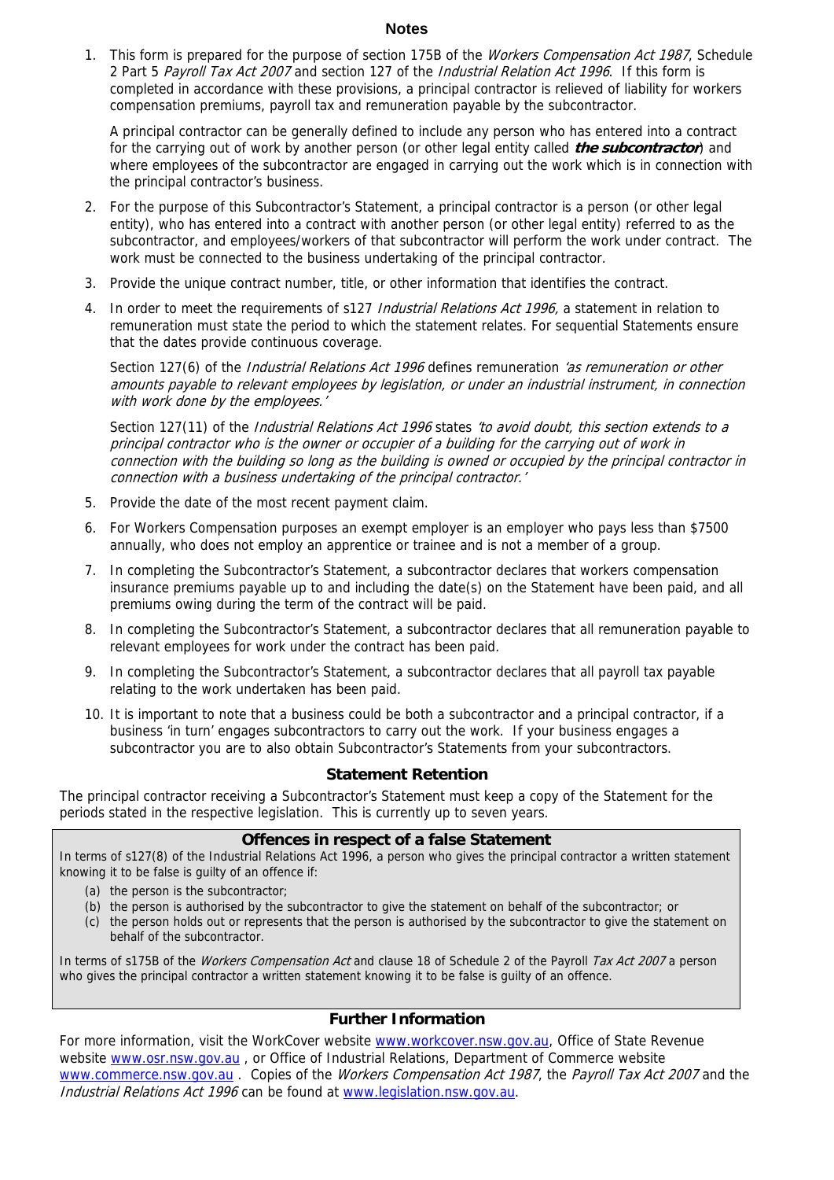## Notes

1. This form is prepared for the purpose of section 175B of the *Workers Compensation Act 1987*, Schedule 2 Part 5 *Payroll Tax Act 2007* and section 127 of the *Industrial Relation Act 1996*. If this form is completed in accordance with these provisions, a principal contractor is relieved of liability for workers compensation premiums, payroll tax and remuneration payable by the subcontractor.

   A principal contractor can be generally defined to include any person who has entered into a contract for the carrying out of work by another person (or other legal entity called ***the subcontractor***) and where employees of the subcontractor are engaged in carrying out the work which is in connection with the principal contractor's business.

2. For the purpose of this Subcontractor's Statement, a principal contractor is a person (or other legal entity), who has entered into a contract with another person (or other legal entity) referred to as the subcontractor, and employees/workers of that subcontractor will perform the work under contract. The work must be connected to the business undertaking of the principal contractor.

3. Provide the unique contract number, title, or other information that identifies the contract.

4. In order to meet the requirements of s127 *Industrial Relations Act 1996,* a statement in relation to remuneration must state the period to which the statement relates. For sequential Statements ensure that the dates provide continuous coverage.

   Section 127(6) of the *Industrial Relations Act 1996* defines remuneration *'as remuneration or other amounts payable to relevant employees by legislation, or under an industrial instrument, in connection with work done by the employees.'*

   Section 127(11) of the *Industrial Relations Act 1996* states *'to avoid doubt, this section extends to a principal contractor who is the owner or occupier of a building for the carrying out of work in connection with the building so long as the building is owned or occupied by the principal contractor in connection with a business undertaking of the principal contractor.'*

5. Provide the date of the most recent payment claim.

6. For Workers Compensation purposes an exempt employer is an employer who pays less than $7500 annually, who does not employ an apprentice or trainee and is not a member of a group.

7. In completing the Subcontractor's Statement, a subcontractor declares that workers compensation insurance premiums payable up to and including the date(s) on the Statement have been paid, and all premiums owing during the term of the contract will be paid.

8. In completing the Subcontractor's Statement, a subcontractor declares that all remuneration payable to relevant employees for work under the contract has been paid.

9. In completing the Subcontractor's Statement, a subcontractor declares that all payroll tax payable relating to the work undertaken has been paid.

10. It is important to note that a business could be both a subcontractor and a principal contractor, if a business 'in turn' engages subcontractors to carry out the work. If your business engages a subcontractor you are to also obtain Subcontractor's Statements from your subcontractors.

### Statement Retention

The principal contractor receiving a Subcontractor's Statement must keep a copy of the Statement for the periods stated in the respective legislation. This is currently up to seven years.

### Offences in respect of a false Statement

In terms of s127(8) of the Industrial Relations Act 1996, a person who gives the principal contractor a written statement knowing it to be false is guilty of an offence if:

(a) the person is the subcontractor;
(b) the person is authorised by the subcontractor to give the statement on behalf of the subcontractor; or
(c) the person holds out or represents that the person is authorised by the subcontractor to give the statement on behalf of the subcontractor.

In terms of s175B of the *Workers Compensation Act* and clause 18 of Schedule 2 of the Payroll *Tax Act 2007* a person who gives the principal contractor a written statement knowing it to be false is guilty of an offence.

### Further Information

For more information, visit the WorkCover website www.workcover.nsw.gov.au, Office of State Revenue website www.osr.nsw.gov.au , or Office of Industrial Relations, Department of Commerce website www.commerce.nsw.gov.au . Copies of the *Workers Compensation Act 1987*, the *Payroll Tax Act 2007* and the *Industrial Relations Act 1996* can be found at www.legislation.nsw.gov.au.